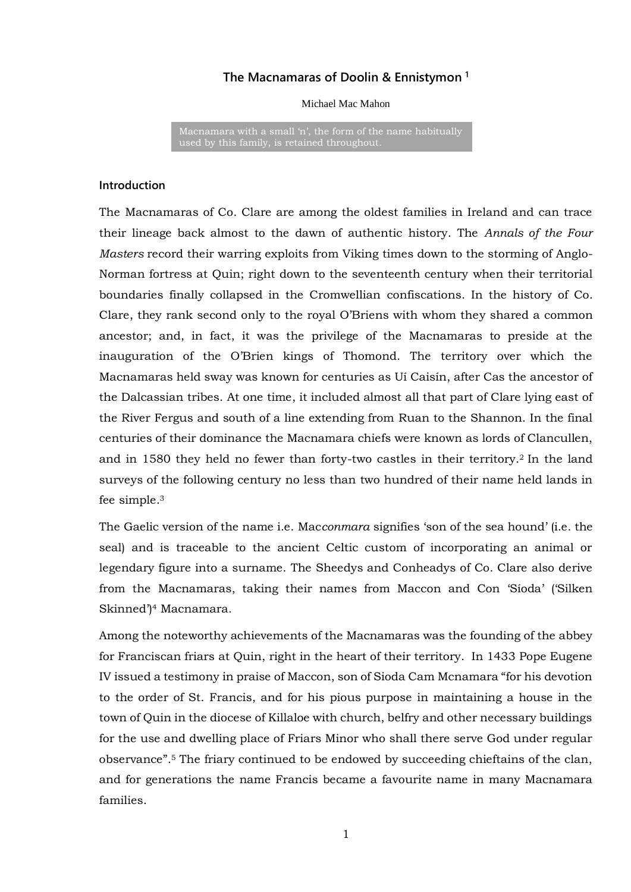# The Macnamaras of Doolin & Ennistymon [1]

Michael Mac Mahon

> Macnamara with a small 'n', the form of the name habitually used by this family, is retained throughout.

## Introduction

The Macnamaras of Co. Clare are among the oldest families in Ireland and can trace their lineage back almost to the dawn of authentic history. The *Annals of the Four Masters* record their warring exploits from Viking times down to the storming of Anglo-Norman fortress at Quin; right down to the seventeenth century when their territorial boundaries finally collapsed in the Cromwellian confiscations. In the history of Co. Clare, they rank second only to the royal O'Briens with whom they shared a common ancestor; and, in fact, it was the privilege of the Macnamaras to preside at the inauguration of the O'Brien kings of Thomond. The territory over which the Macnamaras held sway was known for centuries as Uí Caisín, after Cas the ancestor of the Dalcassian tribes. At one time, it included almost all that part of Clare lying east of the River Fergus and south of a line extending from Ruan to the Shannon. In the final centuries of their dominance the Macnamara chiefs were known as lords of Clancullen, and in 1580 they held no fewer than forty-two castles in their territory.[2] In the land surveys of the following century no less than two hundred of their name held lands in fee simple.[3]

The Gaelic version of the name i.e. Mac*conmara* signifies 'son of the sea hound' (i.e. the seal) and is traceable to the ancient Celtic custom of incorporating an animal or legendary figure into a surname. The Sheedys and Conheadys of Co. Clare also derive from the Macnamaras, taking their names from Maccon and Con 'Síoda' ('Silken Skinned')[4] Macnamara.

Among the noteworthy achievements of the Macnamaras was the founding of the abbey for Franciscan friars at Quin, right in the heart of their territory. In 1433 Pope Eugene IV issued a testimony in praise of Maccon, son of Sioda Cam Mcnamara "for his devotion to the order of St. Francis, and for his pious purpose in maintaining a house in the town of Quin in the diocese of Killaloe with church, belfry and other necessary buildings for the use and dwelling place of Friars Minor who shall there serve God under regular observance".[5] The friary continued to be endowed by succeeding chieftains of the clan, and for generations the name Francis became a favourite name in many Macnamara families.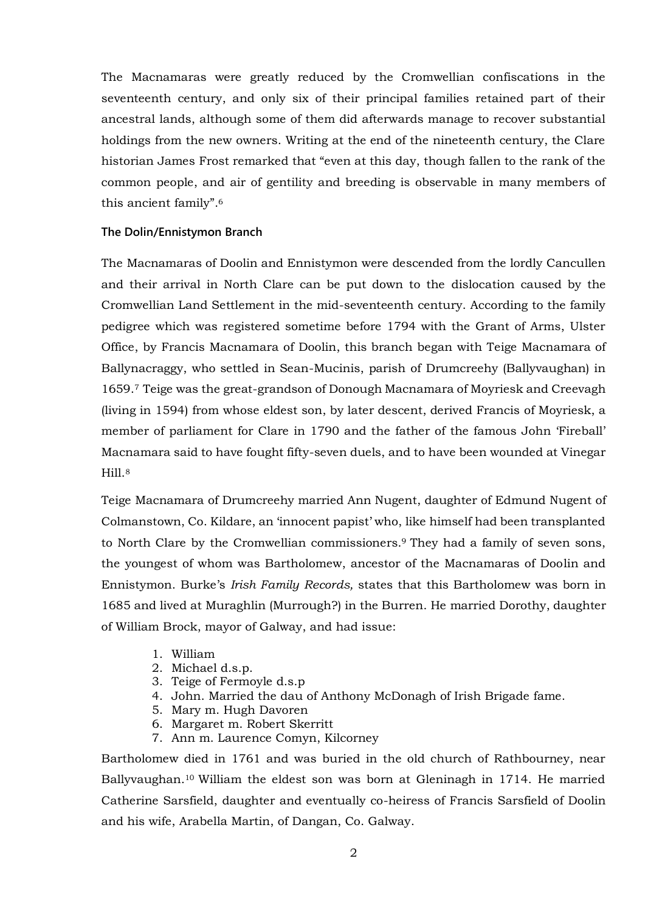The Macnamaras were greatly reduced by the Cromwellian confiscations in the seventeenth century, and only six of their principal families retained part of their ancestral lands, although some of them did afterwards manage to recover substantial holdings from the new owners. Writing at the end of the nineteenth century, the Clare historian James Frost remarked that "even at this day, though fallen to the rank of the common people, and air of gentility and breeding is observable in many members of this ancient family".[6]

### The Dolin/Ennistymon Branch

The Macnamaras of Doolin and Ennistymon were descended from the lordly Cancullen and their arrival in North Clare can be put down to the dislocation caused by the Cromwellian Land Settlement in the mid-seventeenth century. According to the family pedigree which was registered sometime before 1794 with the Grant of Arms, Ulster Office, by Francis Macnamara of Doolin, this branch began with Teige Macnamara of Ballynacraggy, who settled in Sean-Mucinis, parish of Drumcreehy (Ballyvaughan) in 1659.[7] Teige was the great-grandson of Donough Macnamara of Moyriesk and Creevagh (living in 1594) from whose eldest son, by later descent, derived Francis of Moyriesk, a member of parliament for Clare in 1790 and the father of the famous John 'Fireball' Macnamara said to have fought fifty-seven duels, and to have been wounded at Vinegar Hill.[8]

Teige Macnamara of Drumcreehy married Ann Nugent, daughter of Edmund Nugent of Colmanstown, Co. Kildare, an 'innocent papist' who, like himself had been transplanted to North Clare by the Cromwellian commissioners.[9] They had a family of seven sons, the youngest of whom was Bartholomew, ancestor of the Macnamaras of Doolin and Ennistymon. Burke's *Irish Family Records,* states that this Bartholomew was born in 1685 and lived at Muraghlin (Murrough?) in the Burren. He married Dorothy, daughter of William Brock, mayor of Galway, and had issue:

1. William
2. Michael d.s.p.
3. Teige of Fermoyle d.s.p
4. John. Married the dau of Anthony McDonagh of Irish Brigade fame.
5. Mary m. Hugh Davoren
6. Margaret m. Robert Skerritt
7. Ann m. Laurence Comyn, Kilcorney

Bartholomew died in 1761 and was buried in the old church of Rathbourney, near Ballyvaughan.[10] William the eldest son was born at Gleninagh in 1714. He married Catherine Sarsfield, daughter and eventually co-heiress of Francis Sarsfield of Doolin and his wife, Arabella Martin, of Dangan, Co. Galway.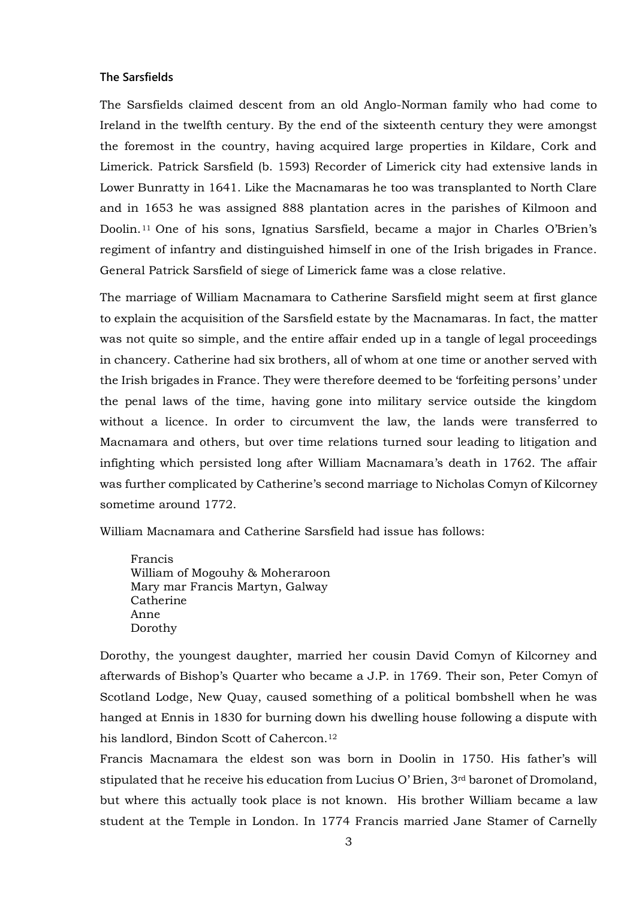### The Sarsfields

The Sarsfields claimed descent from an old Anglo-Norman family who had come to Ireland in the twelfth century. By the end of the sixteenth century they were amongst the foremost in the country, having acquired large properties in Kildare, Cork and Limerick. Patrick Sarsfield (b. 1593) Recorder of Limerick city had extensive lands in Lower Bunratty in 1641. Like the Macnamaras he too was transplanted to North Clare and in 1653 he was assigned 888 plantation acres in the parishes of Kilmoon and Doolin.[11] One of his sons, Ignatius Sarsfield, became a major in Charles O'Brien's regiment of infantry and distinguished himself in one of the Irish brigades in France. General Patrick Sarsfield of siege of Limerick fame was a close relative.

The marriage of William Macnamara to Catherine Sarsfield might seem at first glance to explain the acquisition of the Sarsfield estate by the Macnamaras. In fact, the matter was not quite so simple, and the entire affair ended up in a tangle of legal proceedings in chancery. Catherine had six brothers, all of whom at one time or another served with the Irish brigades in France. They were therefore deemed to be 'forfeiting persons' under the penal laws of the time, having gone into military service outside the kingdom without a licence. In order to circumvent the law, the lands were transferred to Macnamara and others, but over time relations turned sour leading to litigation and infighting which persisted long after William Macnamara's death in 1762. The affair was further complicated by Catherine's second marriage to Nicholas Comyn of Kilcorney sometime around 1772.

William Macnamara and Catherine Sarsfield had issue has follows:

Francis  
William of Mogouhy & Moheraroon  
Mary mar Francis Martyn, Galway  
Catherine  
Anne  
Dorothy

Dorothy, the youngest daughter, married her cousin David Comyn of Kilcorney and afterwards of Bishop's Quarter who became a J.P. in 1769. Their son, Peter Comyn of Scotland Lodge, New Quay, caused something of a political bombshell when he was hanged at Ennis in 1830 for burning down his dwelling house following a dispute with his landlord, Bindon Scott of Cahercon.[12]

Francis Macnamara the eldest son was born in Doolin in 1750. His father's will stipulated that he receive his education from Lucius O' Brien, 3rd baronet of Dromoland, but where this actually took place is not known. His brother William became a law student at the Temple in London. In 1774 Francis married Jane Stamer of Carnelly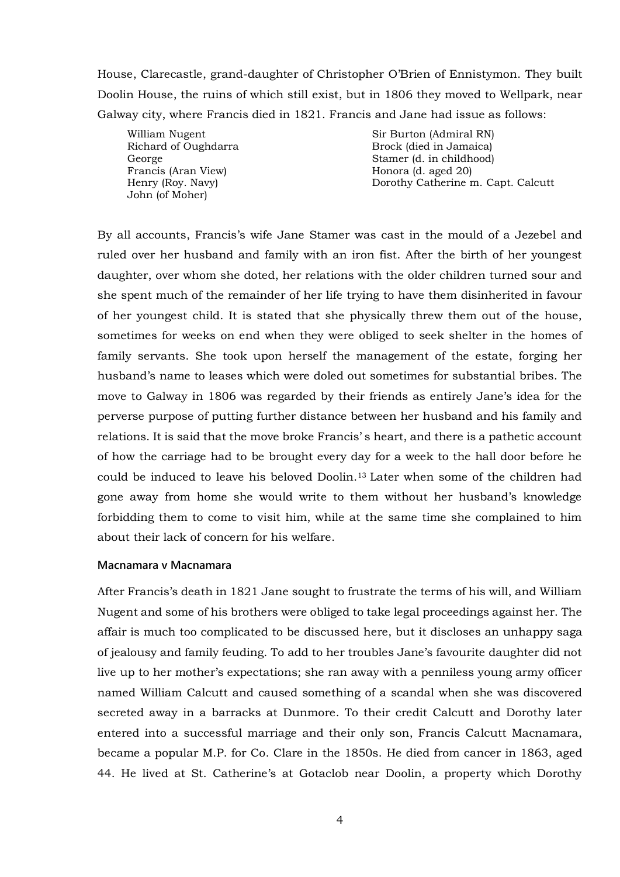House, Clarecastle, grand-daughter of Christopher O'Brien of Ennistymon. They built Doolin House, the ruins of which still exist, but in 1806 they moved to Wellpark, near Galway city, where Francis died in 1821. Francis and Jane had issue as follows:

| | |
|---|---|
| William Nugent | Sir Burton (Admiral RN) |
| Richard of Oughdarra | Brock (died in Jamaica) |
| George | Stamer (d. in childhood) |
| Francis (Aran View) | Honora (d. aged 20) |
| Henry (Roy. Navy) | Dorothy Catherine m. Capt. Calcutt |
| John (of Moher) | |

By all accounts, Francis's wife Jane Stamer was cast in the mould of a Jezebel and ruled over her husband and family with an iron fist. After the birth of her youngest daughter, over whom she doted, her relations with the older children turned sour and she spent much of the remainder of her life trying to have them disinherited in favour of her youngest child. It is stated that she physically threw them out of the house, sometimes for weeks on end when they were obliged to seek shelter in the homes of family servants. She took upon herself the management of the estate, forging her husband's name to leases which were doled out sometimes for substantial bribes. The move to Galway in 1806 was regarded by their friends as entirely Jane's idea for the perverse purpose of putting further distance between her husband and his family and relations. It is said that the move broke Francis' s heart, and there is a pathetic account of how the carriage had to be brought every day for a week to the hall door before he could be induced to leave his beloved Doolin.[13] Later when some of the children had gone away from home she would write to them without her husband's knowledge forbidding them to come to visit him, while at the same time she complained to him about their lack of concern for his welfare.

#### Macnamara v Macnamara

After Francis's death in 1821 Jane sought to frustrate the terms of his will, and William Nugent and some of his brothers were obliged to take legal proceedings against her. The affair is much too complicated to be discussed here, but it discloses an unhappy saga of jealousy and family feuding. To add to her troubles Jane's favourite daughter did not live up to her mother's expectations; she ran away with a penniless young army officer named William Calcutt and caused something of a scandal when she was discovered secreted away in a barracks at Dunmore. To their credit Calcutt and Dorothy later entered into a successful marriage and their only son, Francis Calcutt Macnamara, became a popular M.P. for Co. Clare in the 1850s. He died from cancer in 1863, aged 44. He lived at St. Catherine's at Gotaclob near Doolin, a property which Dorothy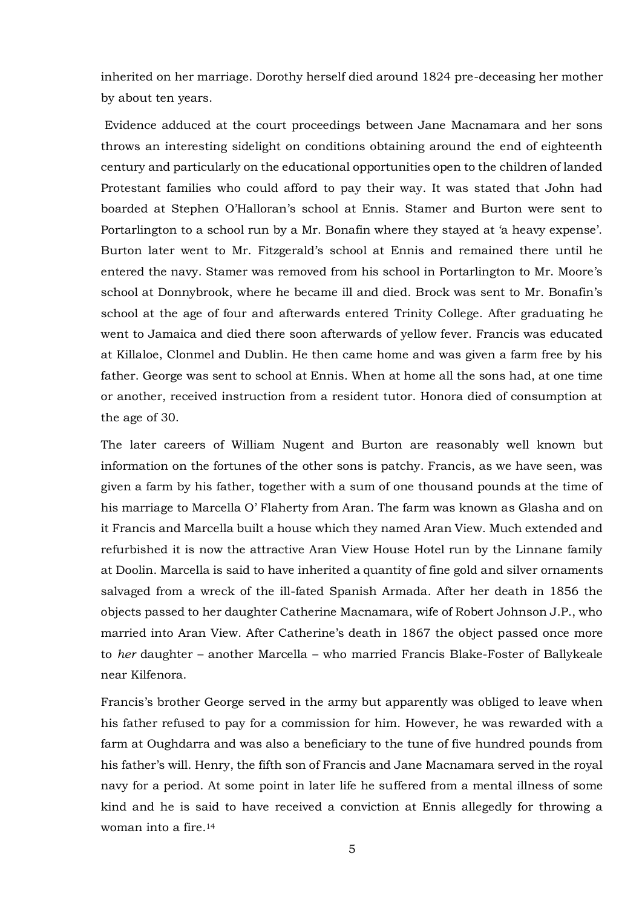inherited on her marriage. Dorothy herself died around 1824 pre-deceasing her mother by about ten years.

Evidence adduced at the court proceedings between Jane Macnamara and her sons throws an interesting sidelight on conditions obtaining around the end of eighteenth century and particularly on the educational opportunities open to the children of landed Protestant families who could afford to pay their way. It was stated that John had boarded at Stephen O'Halloran's school at Ennis. Stamer and Burton were sent to Portarlington to a school run by a Mr. Bonafin where they stayed at 'a heavy expense'. Burton later went to Mr. Fitzgerald's school at Ennis and remained there until he entered the navy. Stamer was removed from his school in Portarlington to Mr. Moore's school at Donnybrook, where he became ill and died. Brock was sent to Mr. Bonafin's school at the age of four and afterwards entered Trinity College. After graduating he went to Jamaica and died there soon afterwards of yellow fever. Francis was educated at Killaloe, Clonmel and Dublin. He then came home and was given a farm free by his father. George was sent to school at Ennis. When at home all the sons had, at one time or another, received instruction from a resident tutor. Honora died of consumption at the age of 30.

The later careers of William Nugent and Burton are reasonably well known but information on the fortunes of the other sons is patchy. Francis, as we have seen, was given a farm by his father, together with a sum of one thousand pounds at the time of his marriage to Marcella O' Flaherty from Aran. The farm was known as Glasha and on it Francis and Marcella built a house which they named Aran View. Much extended and refurbished it is now the attractive Aran View House Hotel run by the Linnane family at Doolin. Marcella is said to have inherited a quantity of fine gold and silver ornaments salvaged from a wreck of the ill-fated Spanish Armada. After her death in 1856 the objects passed to her daughter Catherine Macnamara, wife of Robert Johnson J.P., who married into Aran View. After Catherine's death in 1867 the object passed once more to *her* daughter – another Marcella – who married Francis Blake-Foster of Ballykeale near Kilfenora.

Francis's brother George served in the army but apparently was obliged to leave when his father refused to pay for a commission for him. However, he was rewarded with a farm at Oughdarra and was also a beneficiary to the tune of five hundred pounds from his father's will. Henry, the fifth son of Francis and Jane Macnamara served in the royal navy for a period. At some point in later life he suffered from a mental illness of some kind and he is said to have received a conviction at Ennis allegedly for throwing a woman into a fire.[14]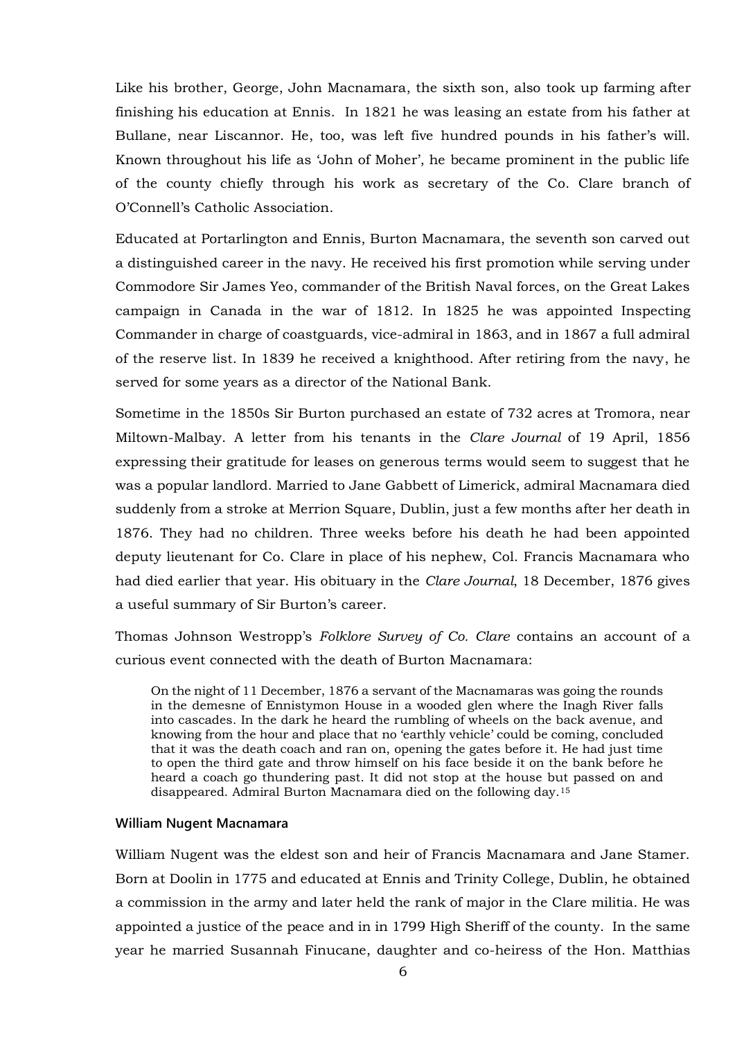Like his brother, George, John Macnamara, the sixth son, also took up farming after finishing his education at Ennis. In 1821 he was leasing an estate from his father at Bullane, near Liscannor. He, too, was left five hundred pounds in his father's will. Known throughout his life as 'John of Moher', he became prominent in the public life of the county chiefly through his work as secretary of the Co. Clare branch of O'Connell's Catholic Association.

Educated at Portarlington and Ennis, Burton Macnamara, the seventh son carved out a distinguished career in the navy. He received his first promotion while serving under Commodore Sir James Yeo, commander of the British Naval forces, on the Great Lakes campaign in Canada in the war of 1812. In 1825 he was appointed Inspecting Commander in charge of coastguards, vice-admiral in 1863, and in 1867 a full admiral of the reserve list. In 1839 he received a knighthood. After retiring from the navy, he served for some years as a director of the National Bank.

Sometime in the 1850s Sir Burton purchased an estate of 732 acres at Tromora, near Miltown-Malbay. A letter from his tenants in the *Clare Journal* of 19 April, 1856 expressing their gratitude for leases on generous terms would seem to suggest that he was a popular landlord. Married to Jane Gabbett of Limerick, admiral Macnamara died suddenly from a stroke at Merrion Square, Dublin, just a few months after her death in 1876. They had no children. Three weeks before his death he had been appointed deputy lieutenant for Co. Clare in place of his nephew, Col. Francis Macnamara who had died earlier that year. His obituary in the *Clare Journal*, 18 December, 1876 gives a useful summary of Sir Burton's career.

Thomas Johnson Westropp's *Folklore Survey of Co. Clare* contains an account of a curious event connected with the death of Burton Macnamara:

> On the night of 11 December, 1876 a servant of the Macnamaras was going the rounds in the demesne of Ennistymon House in a wooded glen where the Inagh River falls into cascades. In the dark he heard the rumbling of wheels on the back avenue, and knowing from the hour and place that no 'earthly vehicle' could be coming, concluded that it was the death coach and ran on, opening the gates before it. He had just time to open the third gate and throw himself on his face beside it on the bank before he heard a coach go thundering past. It did not stop at the house but passed on and disappeared. Admiral Burton Macnamara died on the following day.[15]

#### William Nugent Macnamara

William Nugent was the eldest son and heir of Francis Macnamara and Jane Stamer. Born at Doolin in 1775 and educated at Ennis and Trinity College, Dublin, he obtained a commission in the army and later held the rank of major in the Clare militia. He was appointed a justice of the peace and in in 1799 High Sheriff of the county. In the same year he married Susannah Finucane, daughter and co-heiress of the Hon. Matthias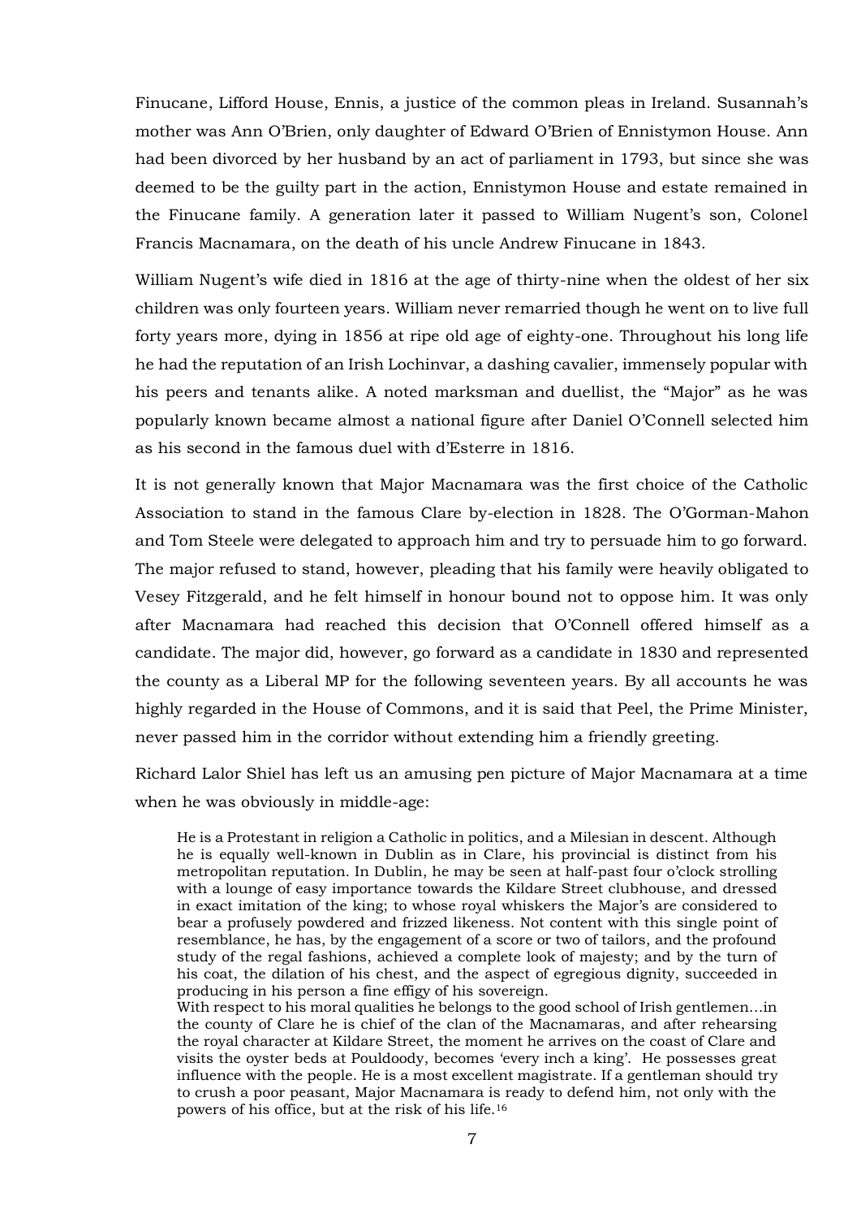Finucane, Lifford House, Ennis, a justice of the common pleas in Ireland. Susannah's mother was Ann O'Brien, only daughter of Edward O'Brien of Ennistymon House. Ann had been divorced by her husband by an act of parliament in 1793, but since she was deemed to be the guilty part in the action, Ennistymon House and estate remained in the Finucane family. A generation later it passed to William Nugent's son, Colonel Francis Macnamara, on the death of his uncle Andrew Finucane in 1843.

William Nugent's wife died in 1816 at the age of thirty-nine when the oldest of her six children was only fourteen years. William never remarried though he went on to live full forty years more, dying in 1856 at ripe old age of eighty-one. Throughout his long life he had the reputation of an Irish Lochinvar, a dashing cavalier, immensely popular with his peers and tenants alike. A noted marksman and duellist, the "Major" as he was popularly known became almost a national figure after Daniel O'Connell selected him as his second in the famous duel with d'Esterre in 1816.

It is not generally known that Major Macnamara was the first choice of the Catholic Association to stand in the famous Clare by-election in 1828. The O'Gorman-Mahon and Tom Steele were delegated to approach him and try to persuade him to go forward. The major refused to stand, however, pleading that his family were heavily obligated to Vesey Fitzgerald, and he felt himself in honour bound not to oppose him. It was only after Macnamara had reached this decision that O'Connell offered himself as a candidate. The major did, however, go forward as a candidate in 1830 and represented the county as a Liberal MP for the following seventeen years. By all accounts he was highly regarded in the House of Commons, and it is said that Peel, the Prime Minister, never passed him in the corridor without extending him a friendly greeting.

Richard Lalor Shiel has left us an amusing pen picture of Major Macnamara at a time when he was obviously in middle-age:

> He is a Protestant in religion a Catholic in politics, and a Milesian in descent. Although he is equally well-known in Dublin as in Clare, his provincial is distinct from his metropolitan reputation. In Dublin, he may be seen at half-past four o'clock strolling with a lounge of easy importance towards the Kildare Street clubhouse, and dressed in exact imitation of the king; to whose royal whiskers the Major's are considered to bear a profusely powdered and frizzed likeness. Not content with this single point of resemblance, he has, by the engagement of a score or two of tailors, and the profound study of the regal fashions, achieved a complete look of majesty; and by the turn of his coat, the dilation of his chest, and the aspect of egregious dignity, succeeded in producing in his person a fine effigy of his sovereign.
>
> With respect to his moral qualities he belongs to the good school of Irish gentlemen…in the county of Clare he is chief of the clan of the Macnamaras, and after rehearsing the royal character at Kildare Street, the moment he arrives on the coast of Clare and visits the oyster beds at Pouldoody, becomes 'every inch a king'. He possesses great influence with the people. He is a most excellent magistrate. If a gentleman should try to crush a poor peasant, Major Macnamara is ready to defend him, not only with the powers of his office, but at the risk of his life.[16]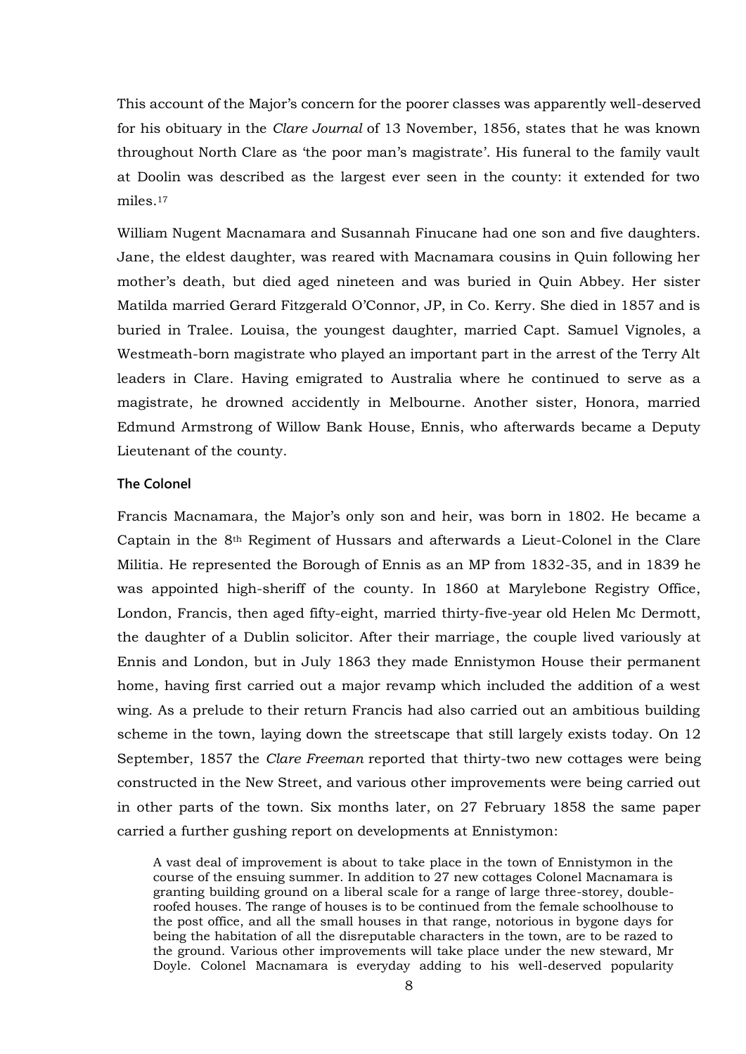This account of the Major's concern for the poorer classes was apparently well-deserved for his obituary in the *Clare Journal* of 13 November, 1856, states that he was known throughout North Clare as 'the poor man's magistrate'. His funeral to the family vault at Doolin was described as the largest ever seen in the county: it extended for two miles.[17]

William Nugent Macnamara and Susannah Finucane had one son and five daughters. Jane, the eldest daughter, was reared with Macnamara cousins in Quin following her mother's death, but died aged nineteen and was buried in Quin Abbey. Her sister Matilda married Gerard Fitzgerald O'Connor, JP, in Co. Kerry. She died in 1857 and is buried in Tralee. Louisa, the youngest daughter, married Capt. Samuel Vignoles, a Westmeath-born magistrate who played an important part in the arrest of the Terry Alt leaders in Clare. Having emigrated to Australia where he continued to serve as a magistrate, he drowned accidently in Melbourne. Another sister, Honora, married Edmund Armstrong of Willow Bank House, Ennis, who afterwards became a Deputy Lieutenant of the county.

### The Colonel

Francis Macnamara, the Major's only son and heir, was born in 1802. He became a Captain in the 8th Regiment of Hussars and afterwards a Lieut-Colonel in the Clare Militia. He represented the Borough of Ennis as an MP from 1832-35, and in 1839 he was appointed high-sheriff of the county. In 1860 at Marylebone Registry Office, London, Francis, then aged fifty-eight, married thirty-five-year old Helen Mc Dermott, the daughter of a Dublin solicitor. After their marriage, the couple lived variously at Ennis and London, but in July 1863 they made Ennistymon House their permanent home, having first carried out a major revamp which included the addition of a west wing. As a prelude to their return Francis had also carried out an ambitious building scheme in the town, laying down the streetscape that still largely exists today. On 12 September, 1857 the *Clare Freeman* reported that thirty-two new cottages were being constructed in the New Street, and various other improvements were being carried out in other parts of the town. Six months later, on 27 February 1858 the same paper carried a further gushing report on developments at Ennistymon:

> A vast deal of improvement is about to take place in the town of Ennistymon in the course of the ensuing summer. In addition to 27 new cottages Colonel Macnamara is granting building ground on a liberal scale for a range of large three-storey, double-roofed houses. The range of houses is to be continued from the female schoolhouse to the post office, and all the small houses in that range, notorious in bygone days for being the habitation of all the disreputable characters in the town, are to be razed to the ground. Various other improvements will take place under the new steward, Mr Doyle. Colonel Macnamara is everyday adding to his well-deserved popularity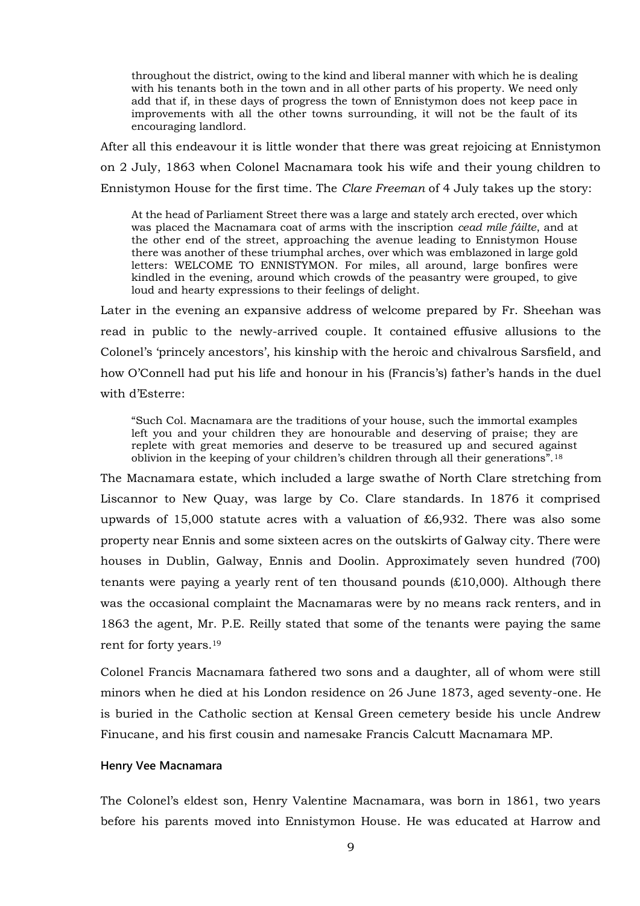> throughout the district, owing to the kind and liberal manner with which he is dealing with his tenants both in the town and in all other parts of his property. We need only add that if, in these days of progress the town of Ennistymon does not keep pace in improvements with all the other towns surrounding, it will not be the fault of its encouraging landlord.

After all this endeavour it is little wonder that there was great rejoicing at Ennistymon on 2 July, 1863 when Colonel Macnamara took his wife and their young children to Ennistymon House for the first time. The *Clare Freeman* of 4 July takes up the story:

> At the head of Parliament Street there was a large and stately arch erected, over which was placed the Macnamara coat of arms with the inscription *cead míle fáilte*, and at the other end of the street, approaching the avenue leading to Ennistymon House there was another of these triumphal arches, over which was emblazoned in large gold letters: WELCOME TO ENNISTYMON. For miles, all around, large bonfires were kindled in the evening, around which crowds of the peasantry were grouped, to give loud and hearty expressions to their feelings of delight.

Later in the evening an expansive address of welcome prepared by Fr. Sheehan was read in public to the newly-arrived couple. It contained effusive allusions to the Colonel's 'princely ancestors', his kinship with the heroic and chivalrous Sarsfield, and how O'Connell had put his life and honour in his (Francis's) father's hands in the duel with d'Esterre:

> "Such Col. Macnamara are the traditions of your house, such the immortal examples left you and your children they are honourable and deserving of praise; they are replete with great memories and deserve to be treasured up and secured against oblivion in the keeping of your children's children through all their generations".[18]

The Macnamara estate, which included a large swathe of North Clare stretching from Liscannor to New Quay, was large by Co. Clare standards. In 1876 it comprised upwards of 15,000 statute acres with a valuation of £6,932. There was also some property near Ennis and some sixteen acres on the outskirts of Galway city. There were houses in Dublin, Galway, Ennis and Doolin. Approximately seven hundred (700) tenants were paying a yearly rent of ten thousand pounds (£10,000). Although there was the occasional complaint the Macnamaras were by no means rack renters, and in 1863 the agent, Mr. P.E. Reilly stated that some of the tenants were paying the same rent for forty years.[19]

Colonel Francis Macnamara fathered two sons and a daughter, all of whom were still minors when he died at his London residence on 26 June 1873, aged seventy-one. He is buried in the Catholic section at Kensal Green cemetery beside his uncle Andrew Finucane, and his first cousin and namesake Francis Calcutt Macnamara MP.

### Henry Vee Macnamara

The Colonel's eldest son, Henry Valentine Macnamara, was born in 1861, two years before his parents moved into Ennistymon House. He was educated at Harrow and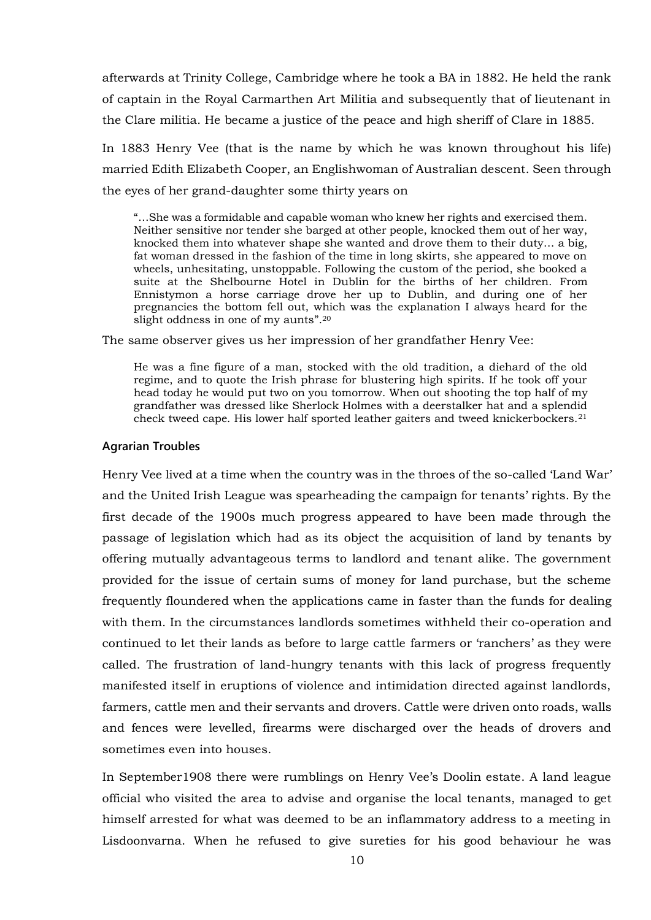afterwards at Trinity College, Cambridge where he took a BA in 1882. He held the rank of captain in the Royal Carmarthen Art Militia and subsequently that of lieutenant in the Clare militia. He became a justice of the peace and high sheriff of Clare in 1885.

In 1883 Henry Vee (that is the name by which he was known throughout his life) married Edith Elizabeth Cooper, an Englishwoman of Australian descent. Seen through the eyes of her grand-daughter some thirty years on

> "…She was a formidable and capable woman who knew her rights and exercised them. Neither sensitive nor tender she barged at other people, knocked them out of her way, knocked them into whatever shape she wanted and drove them to their duty… a big, fat woman dressed in the fashion of the time in long skirts, she appeared to move on wheels, unhesitating, unstoppable. Following the custom of the period, she booked a suite at the Shelbourne Hotel in Dublin for the births of her children. From Ennistymon a horse carriage drove her up to Dublin, and during one of her pregnancies the bottom fell out, which was the explanation I always heard for the slight oddness in one of my aunts".[20]

The same observer gives us her impression of her grandfather Henry Vee:

> He was a fine figure of a man, stocked with the old tradition, a diehard of the old regime, and to quote the Irish phrase for blustering high spirits. If he took off your head today he would put two on you tomorrow. When out shooting the top half of my grandfather was dressed like Sherlock Holmes with a deerstalker hat and a splendid check tweed cape. His lower half sported leather gaiters and tweed knickerbockers.[21]

#### Agrarian Troubles

Henry Vee lived at a time when the country was in the throes of the so-called 'Land War' and the United Irish League was spearheading the campaign for tenants' rights. By the first decade of the 1900s much progress appeared to have been made through the passage of legislation which had as its object the acquisition of land by tenants by offering mutually advantageous terms to landlord and tenant alike. The government provided for the issue of certain sums of money for land purchase, but the scheme frequently floundered when the applications came in faster than the funds for dealing with them. In the circumstances landlords sometimes withheld their co-operation and continued to let their lands as before to large cattle farmers or 'ranchers' as they were called. The frustration of land-hungry tenants with this lack of progress frequently manifested itself in eruptions of violence and intimidation directed against landlords, farmers, cattle men and their servants and drovers. Cattle were driven onto roads, walls and fences were levelled, firearms were discharged over the heads of drovers and sometimes even into houses.

In September1908 there were rumblings on Henry Vee's Doolin estate. A land league official who visited the area to advise and organise the local tenants, managed to get himself arrested for what was deemed to be an inflammatory address to a meeting in Lisdoonvarna. When he refused to give sureties for his good behaviour he was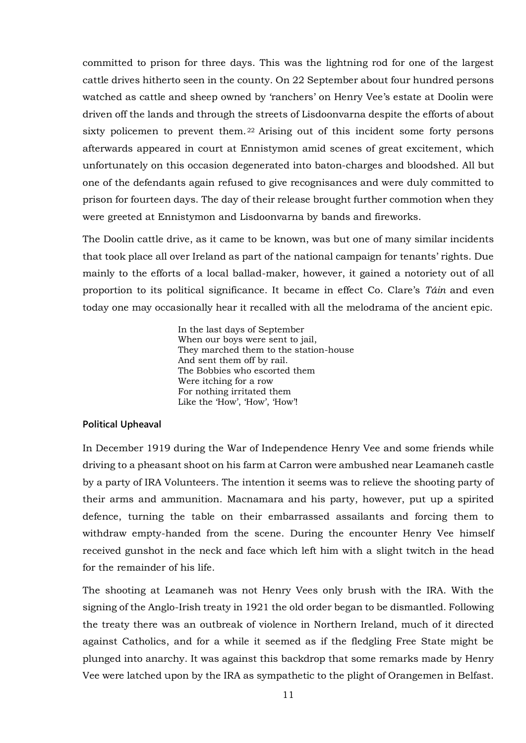committed to prison for three days. This was the lightning rod for one of the largest cattle drives hitherto seen in the county. On 22 September about four hundred persons watched as cattle and sheep owned by 'ranchers' on Henry Vee's estate at Doolin were driven off the lands and through the streets of Lisdoonvarna despite the efforts of about sixty policemen to prevent them.[22] Arising out of this incident some forty persons afterwards appeared in court at Ennistymon amid scenes of great excitement, which unfortunately on this occasion degenerated into baton-charges and bloodshed. All but one of the defendants again refused to give recognisances and were duly committed to prison for fourteen days. The day of their release brought further commotion when they were greeted at Ennistymon and Lisdoonvarna by bands and fireworks.

The Doolin cattle drive, as it came to be known, was but one of many similar incidents that took place all over Ireland as part of the national campaign for tenants' rights. Due mainly to the efforts of a local ballad-maker, however, it gained a notoriety out of all proportion to its political significance. It became in effect Co. Clare's *Táin* and even today one may occasionally hear it recalled with all the melodrama of the ancient epic.

> In the last days of September
> When our boys were sent to jail,
> They marched them to the station-house
> And sent them off by rail.
> The Bobbies who escorted them
> Were itching for a row
> For nothing irritated them
> Like the 'How', 'How', 'How'!

#### Political Upheaval

In December 1919 during the War of Independence Henry Vee and some friends while driving to a pheasant shoot on his farm at Carron were ambushed near Leamaneh castle by a party of IRA Volunteers. The intention it seems was to relieve the shooting party of their arms and ammunition. Macnamara and his party, however, put up a spirited defence, turning the table on their embarrassed assailants and forcing them to withdraw empty-handed from the scene. During the encounter Henry Vee himself received gunshot in the neck and face which left him with a slight twitch in the head for the remainder of his life.

The shooting at Leamaneh was not Henry Vees only brush with the IRA. With the signing of the Anglo-Irish treaty in 1921 the old order began to be dismantled. Following the treaty there was an outbreak of violence in Northern Ireland, much of it directed against Catholics, and for a while it seemed as if the fledgling Free State might be plunged into anarchy. It was against this backdrop that some remarks made by Henry Vee were latched upon by the IRA as sympathetic to the plight of Orangemen in Belfast.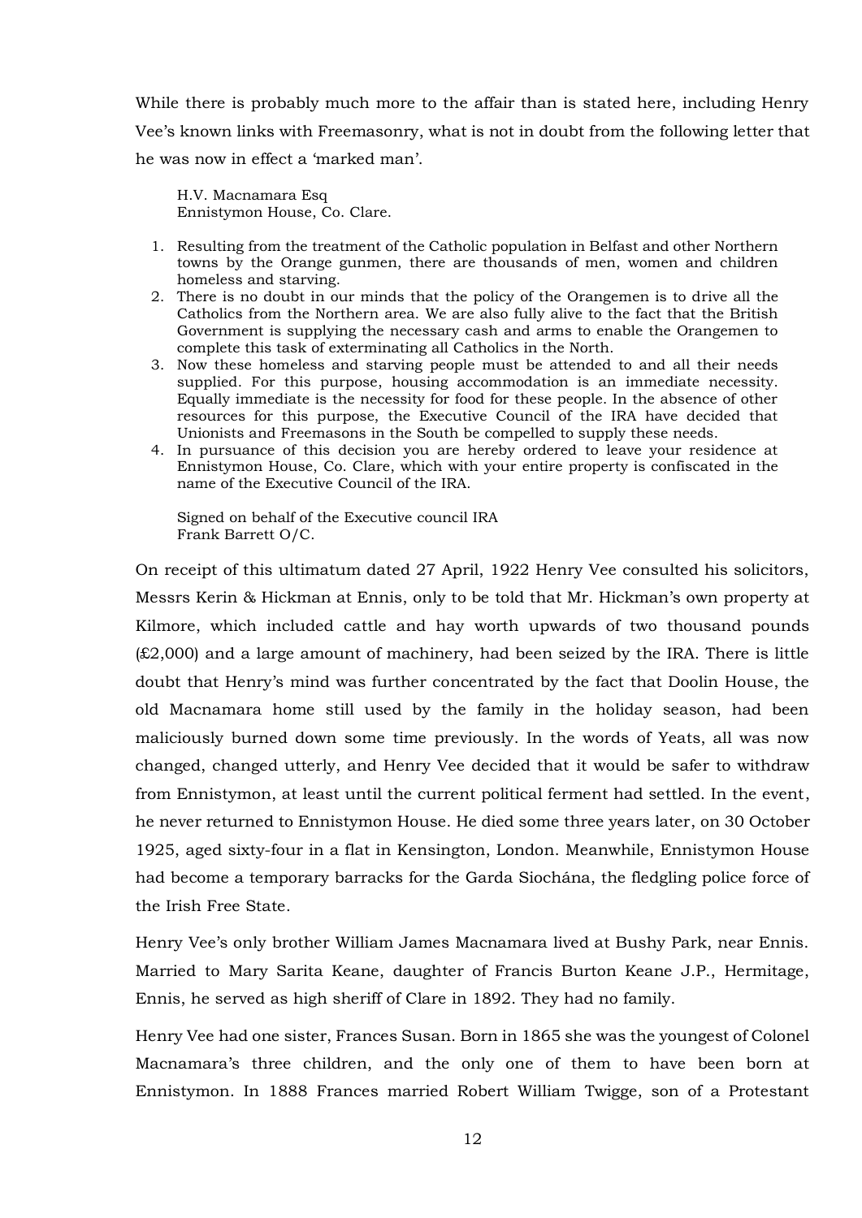While there is probably much more to the affair than is stated here, including Henry Vee's known links with Freemasonry, what is not in doubt from the following letter that he was now in effect a 'marked man'.

> H.V. Macnamara Esq
> Ennistymon House, Co. Clare.
>
> 1. Resulting from the treatment of the Catholic population in Belfast and other Northern towns by the Orange gunmen, there are thousands of men, women and children homeless and starving.
> 2. There is no doubt in our minds that the policy of the Orangemen is to drive all the Catholics from the Northern area. We are also fully alive to the fact that the British Government is supplying the necessary cash and arms to enable the Orangemen to complete this task of exterminating all Catholics in the North.
> 3. Now these homeless and starving people must be attended to and all their needs supplied. For this purpose, housing accommodation is an immediate necessity. Equally immediate is the necessity for food for these people. In the absence of other resources for this purpose, the Executive Council of the IRA have decided that Unionists and Freemasons in the South be compelled to supply these needs.
> 4. In pursuance of this decision you are hereby ordered to leave your residence at Ennistymon House, Co. Clare, which with your entire property is confiscated in the name of the Executive Council of the IRA.
>
> Signed on behalf of the Executive council IRA
> Frank Barrett O/C.

On receipt of this ultimatum dated 27 April, 1922 Henry Vee consulted his solicitors, Messrs Kerin & Hickman at Ennis, only to be told that Mr. Hickman's own property at Kilmore, which included cattle and hay worth upwards of two thousand pounds (£2,000) and a large amount of machinery, had been seized by the IRA. There is little doubt that Henry's mind was further concentrated by the fact that Doolin House, the old Macnamara home still used by the family in the holiday season, had been maliciously burned down some time previously. In the words of Yeats, all was now changed, changed utterly, and Henry Vee decided that it would be safer to withdraw from Ennistymon, at least until the current political ferment had settled. In the event, he never returned to Ennistymon House. He died some three years later, on 30 October 1925, aged sixty-four in a flat in Kensington, London. Meanwhile, Ennistymon House had become a temporary barracks for the Garda Siochána, the fledgling police force of the Irish Free State.

Henry Vee's only brother William James Macnamara lived at Bushy Park, near Ennis. Married to Mary Sarita Keane, daughter of Francis Burton Keane J.P., Hermitage, Ennis, he served as high sheriff of Clare in 1892. They had no family.

Henry Vee had one sister, Frances Susan. Born in 1865 she was the youngest of Colonel Macnamara's three children, and the only one of them to have been born at Ennistymon. In 1888 Frances married Robert William Twigge, son of a Protestant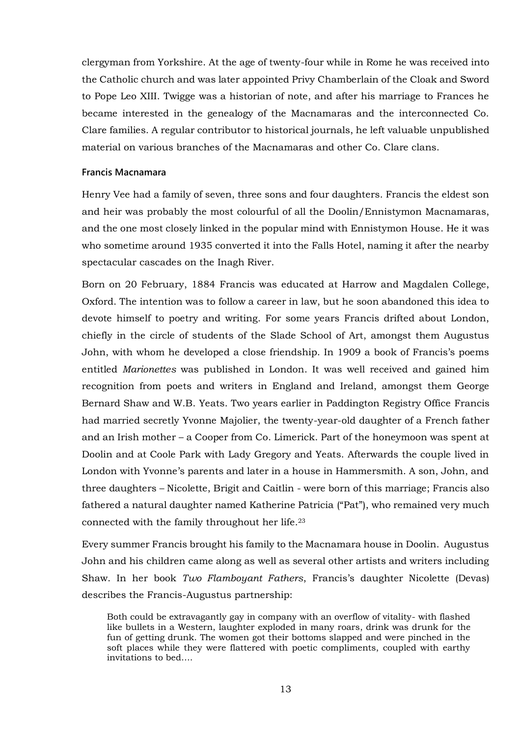clergyman from Yorkshire. At the age of twenty-four while in Rome he was received into the Catholic church and was later appointed Privy Chamberlain of the Cloak and Sword to Pope Leo XIII. Twigge was a historian of note, and after his marriage to Frances he became interested in the genealogy of the Macnamaras and the interconnected Co. Clare families. A regular contributor to historical journals, he left valuable unpublished material on various branches of the Macnamaras and other Co. Clare clans.

#### Francis Macnamara

Henry Vee had a family of seven, three sons and four daughters. Francis the eldest son and heir was probably the most colourful of all the Doolin/Ennistymon Macnamaras, and the one most closely linked in the popular mind with Ennistymon House. He it was who sometime around 1935 converted it into the Falls Hotel, naming it after the nearby spectacular cascades on the Inagh River.

Born on 20 February, 1884 Francis was educated at Harrow and Magdalen College, Oxford. The intention was to follow a career in law, but he soon abandoned this idea to devote himself to poetry and writing. For some years Francis drifted about London, chiefly in the circle of students of the Slade School of Art, amongst them Augustus John, with whom he developed a close friendship. In 1909 a book of Francis's poems entitled *Marionettes* was published in London. It was well received and gained him recognition from poets and writers in England and Ireland, amongst them George Bernard Shaw and W.B. Yeats. Two years earlier in Paddington Registry Office Francis had married secretly Yvonne Majolier, the twenty-year-old daughter of a French father and an Irish mother – a Cooper from Co. Limerick. Part of the honeymoon was spent at Doolin and at Coole Park with Lady Gregory and Yeats. Afterwards the couple lived in London with Yvonne's parents and later in a house in Hammersmith. A son, John, and three daughters – Nicolette, Brigit and Caitlin - were born of this marriage; Francis also fathered a natural daughter named Katherine Patricia ("Pat"), who remained very much connected with the family throughout her life.[23]

Every summer Francis brought his family to the Macnamara house in Doolin. Augustus John and his children came along as well as several other artists and writers including Shaw. In her book *Two Flamboyant Fathers*, Francis's daughter Nicolette (Devas) describes the Francis-Augustus partnership:

> Both could be extravagantly gay in company with an overflow of vitality- with flashed like bullets in a Western, laughter exploded in many roars, drink was drunk for the fun of getting drunk. The women got their bottoms slapped and were pinched in the soft places while they were flattered with poetic compliments, coupled with earthy invitations to bed….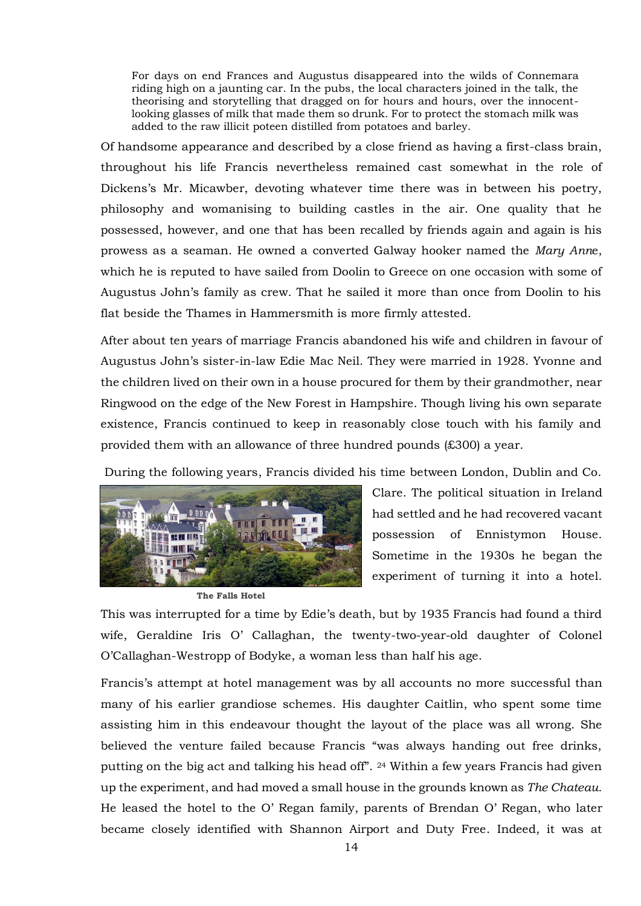For days on end Frances and Augustus disappeared into the wilds of Connemara riding high on a jaunting car. In the pubs, the local characters joined in the talk, the theorising and storytelling that dragged on for hours and hours, over the innocent-looking glasses of milk that made them so drunk. For to protect the stomach milk was added to the raw illicit poteen distilled from potatoes and barley.

Of handsome appearance and described by a close friend as having a first-class brain, throughout his life Francis nevertheless remained cast somewhat in the role of Dickens's Mr. Micawber, devoting whatever time there was in between his poetry, philosophy and womanising to building castles in the air. One quality that he possessed, however, and one that has been recalled by friends again and again is his prowess as a seaman. He owned a converted Galway hooker named the *Mary Anne*, which he is reputed to have sailed from Doolin to Greece on one occasion with some of Augustus John's family as crew. That he sailed it more than once from Doolin to his flat beside the Thames in Hammersmith is more firmly attested.

After about ten years of marriage Francis abandoned his wife and children in favour of Augustus John's sister-in-law Edie Mac Neil. They were married in 1928. Yvonne and the children lived on their own in a house procured for them by their grandmother, near Ringwood on the edge of the New Forest in Hampshire. Though living his own separate existence, Francis continued to keep in reasonably close touch with his family and provided them with an allowance of three hundred pounds (£300) a year.

During the following years, Francis divided his time between London, Dublin and Co. Clare. The political situation in Ireland had settled and he had recovered vacant possession of Ennistymon House. Sometime in the 1930s he began the experiment of turning it into a hotel.

**The Falls Hotel**

This was interrupted for a time by Edie's death, but by 1935 Francis had found a third wife, Geraldine Iris O' Callaghan, the twenty-two-year-old daughter of Colonel O'Callaghan-Westropp of Bodyke, a woman less than half his age.

Francis's attempt at hotel management was by all accounts no more successful than many of his earlier grandiose schemes. His daughter Caitlin, who spent some time assisting him in this endeavour thought the layout of the place was all wrong. She believed the venture failed because Francis "was always handing out free drinks, putting on the big act and talking his head off". [24] Within a few years Francis had given up the experiment, and had moved a small house in the grounds known as *The Chateau.* He leased the hotel to the O' Regan family, parents of Brendan O' Regan, who later became closely identified with Shannon Airport and Duty Free. Indeed, it was at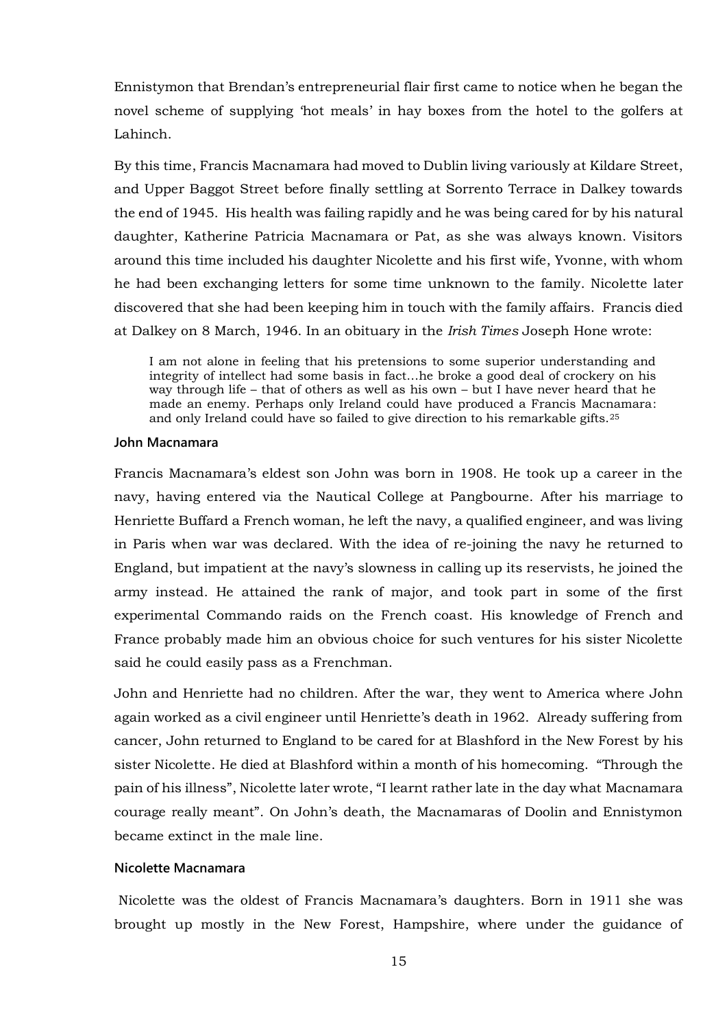Ennistymon that Brendan's entrepreneurial flair first came to notice when he began the novel scheme of supplying 'hot meals' in hay boxes from the hotel to the golfers at Lahinch.

By this time, Francis Macnamara had moved to Dublin living variously at Kildare Street, and Upper Baggot Street before finally settling at Sorrento Terrace in Dalkey towards the end of 1945. His health was failing rapidly and he was being cared for by his natural daughter, Katherine Patricia Macnamara or Pat, as she was always known. Visitors around this time included his daughter Nicolette and his first wife, Yvonne, with whom he had been exchanging letters for some time unknown to the family. Nicolette later discovered that she had been keeping him in touch with the family affairs. Francis died at Dalkey on 8 March, 1946. In an obituary in the *Irish Times* Joseph Hone wrote:

> I am not alone in feeling that his pretensions to some superior understanding and integrity of intellect had some basis in fact…he broke a good deal of crockery on his way through life – that of others as well as his own – but I have never heard that he made an enemy. Perhaps only Ireland could have produced a Francis Macnamara: and only Ireland could have so failed to give direction to his remarkable gifts.[25]

### John Macnamara

Francis Macnamara's eldest son John was born in 1908. He took up a career in the navy, having entered via the Nautical College at Pangbourne. After his marriage to Henriette Buffard a French woman, he left the navy, a qualified engineer, and was living in Paris when war was declared. With the idea of re-joining the navy he returned to England, but impatient at the navy's slowness in calling up its reservists, he joined the army instead. He attained the rank of major, and took part in some of the first experimental Commando raids on the French coast. His knowledge of French and France probably made him an obvious choice for such ventures for his sister Nicolette said he could easily pass as a Frenchman.

John and Henriette had no children. After the war, they went to America where John again worked as a civil engineer until Henriette's death in 1962. Already suffering from cancer, John returned to England to be cared for at Blashford in the New Forest by his sister Nicolette. He died at Blashford within a month of his homecoming. "Through the pain of his illness", Nicolette later wrote, "I learnt rather late in the day what Macnamara courage really meant". On John's death, the Macnamaras of Doolin and Ennistymon became extinct in the male line.

### Nicolette Macnamara

Nicolette was the oldest of Francis Macnamara's daughters. Born in 1911 she was brought up mostly in the New Forest, Hampshire, where under the guidance of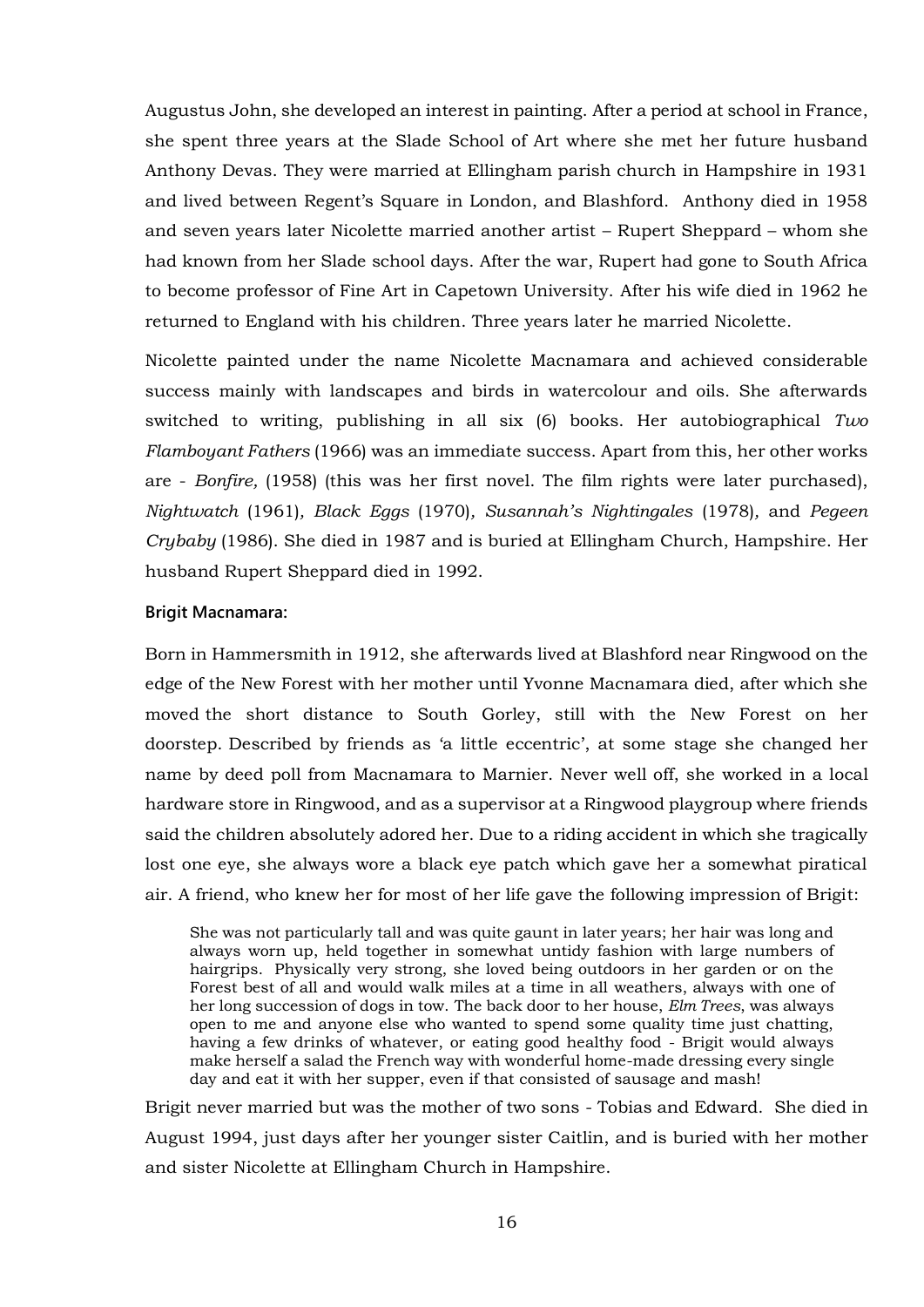Augustus John, she developed an interest in painting. After a period at school in France, she spent three years at the Slade School of Art where she met her future husband Anthony Devas. They were married at Ellingham parish church in Hampshire in 1931 and lived between Regent's Square in London, and Blashford. Anthony died in 1958 and seven years later Nicolette married another artist – Rupert Sheppard – whom she had known from her Slade school days. After the war, Rupert had gone to South Africa to become professor of Fine Art in Capetown University. After his wife died in 1962 he returned to England with his children. Three years later he married Nicolette.

Nicolette painted under the name Nicolette Macnamara and achieved considerable success mainly with landscapes and birds in watercolour and oils. She afterwards switched to writing, publishing in all six (6) books. Her autobiographical *Two Flamboyant Fathers* (1966) was an immediate success. Apart from this, her other works are - *Bonfire,* (1958) (this was her first novel. The film rights were later purchased), *Nightwatch* (1961)*, Black Eggs* (1970)*, Susannah's Nightingales* (1978)*,* and *Pegeen Crybaby* (1986). She died in 1987 and is buried at Ellingham Church, Hampshire. Her husband Rupert Sheppard died in 1992.

**Brigit Macnamara:**

Born in Hammersmith in 1912, she afterwards lived at Blashford near Ringwood on the edge of the New Forest with her mother until Yvonne Macnamara died, after which she moved the short distance to South Gorley, still with the New Forest on her doorstep. Described by friends as 'a little eccentric', at some stage she changed her name by deed poll from Macnamara to Marnier. Never well off, she worked in a local hardware store in Ringwood, and as a supervisor at a Ringwood playgroup where friends said the children absolutely adored her. Due to a riding accident in which she tragically lost one eye, she always wore a black eye patch which gave her a somewhat piratical air. A friend, who knew her for most of her life gave the following impression of Brigit:

> She was not particularly tall and was quite gaunt in later years; her hair was long and always worn up, held together in somewhat untidy fashion with large numbers of hairgrips. Physically very strong, she loved being outdoors in her garden or on the Forest best of all and would walk miles at a time in all weathers, always with one of her long succession of dogs in tow. The back door to her house, *Elm Trees*, was always open to me and anyone else who wanted to spend some quality time just chatting, having a few drinks of whatever, or eating good healthy food - Brigit would always make herself a salad the French way with wonderful home-made dressing every single day and eat it with her supper, even if that consisted of sausage and mash!

Brigit never married but was the mother of two sons - Tobias and Edward. She died in August 1994, just days after her younger sister Caitlin, and is buried with her mother and sister Nicolette at Ellingham Church in Hampshire.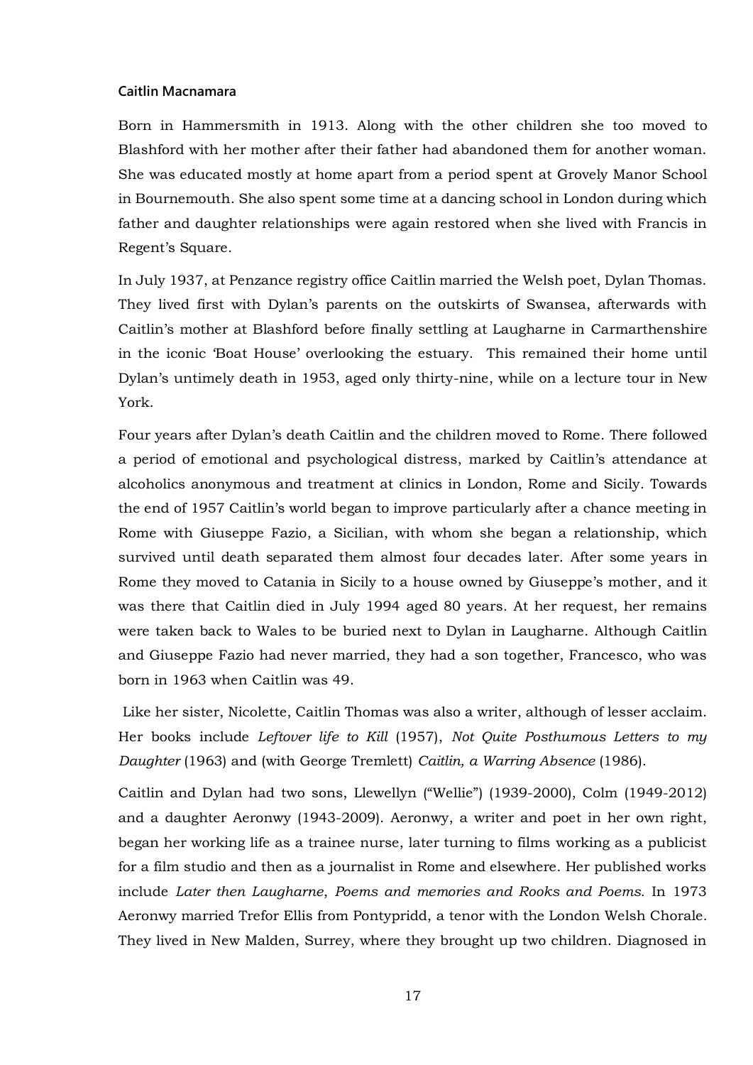#### Caitlin Macnamara

Born in Hammersmith in 1913. Along with the other children she too moved to Blashford with her mother after their father had abandoned them for another woman. She was educated mostly at home apart from a period spent at Grovely Manor School in Bournemouth. She also spent some time at a dancing school in London during which father and daughter relationships were again restored when she lived with Francis in Regent's Square.

In July 1937, at Penzance registry office Caitlin married the Welsh poet, Dylan Thomas. They lived first with Dylan's parents on the outskirts of Swansea, afterwards with Caitlin's mother at Blashford before finally settling at Laugharne in Carmarthenshire in the iconic 'Boat House' overlooking the estuary. This remained their home until Dylan's untimely death in 1953, aged only thirty-nine, while on a lecture tour in New York.

Four years after Dylan's death Caitlin and the children moved to Rome. There followed a period of emotional and psychological distress, marked by Caitlin's attendance at alcoholics anonymous and treatment at clinics in London, Rome and Sicily. Towards the end of 1957 Caitlin's world began to improve particularly after a chance meeting in Rome with Giuseppe Fazio, a Sicilian, with whom she began a relationship, which survived until death separated them almost four decades later. After some years in Rome they moved to Catania in Sicily to a house owned by Giuseppe's mother, and it was there that Caitlin died in July 1994 aged 80 years. At her request, her remains were taken back to Wales to be buried next to Dylan in Laugharne. Although Caitlin and Giuseppe Fazio had never married, they had a son together, Francesco, who was born in 1963 when Caitlin was 49.

Like her sister, Nicolette, Caitlin Thomas was also a writer, although of lesser acclaim. Her books include *Leftover life to Kill* (1957), *Not Quite Posthumous Letters to my Daughter* (1963) and (with George Tremlett) *Caitlin, a Warring Absence* (1986).

Caitlin and Dylan had two sons, Llewellyn ("Wellie") (1939-2000), Colm (1949-2012) and a daughter Aeronwy (1943-2009). Aeronwy, a writer and poet in her own right, began her working life as a trainee nurse, later turning to films working as a publicist for a film studio and then as a journalist in Rome and elsewhere. Her published works include *Later then Laugharne*, *Poems and memories and Rooks and Poems.* In 1973 Aeronwy married Trefor Ellis from Pontypridd, a tenor with the London Welsh Chorale. They lived in New Malden, Surrey, where they brought up two children. Diagnosed in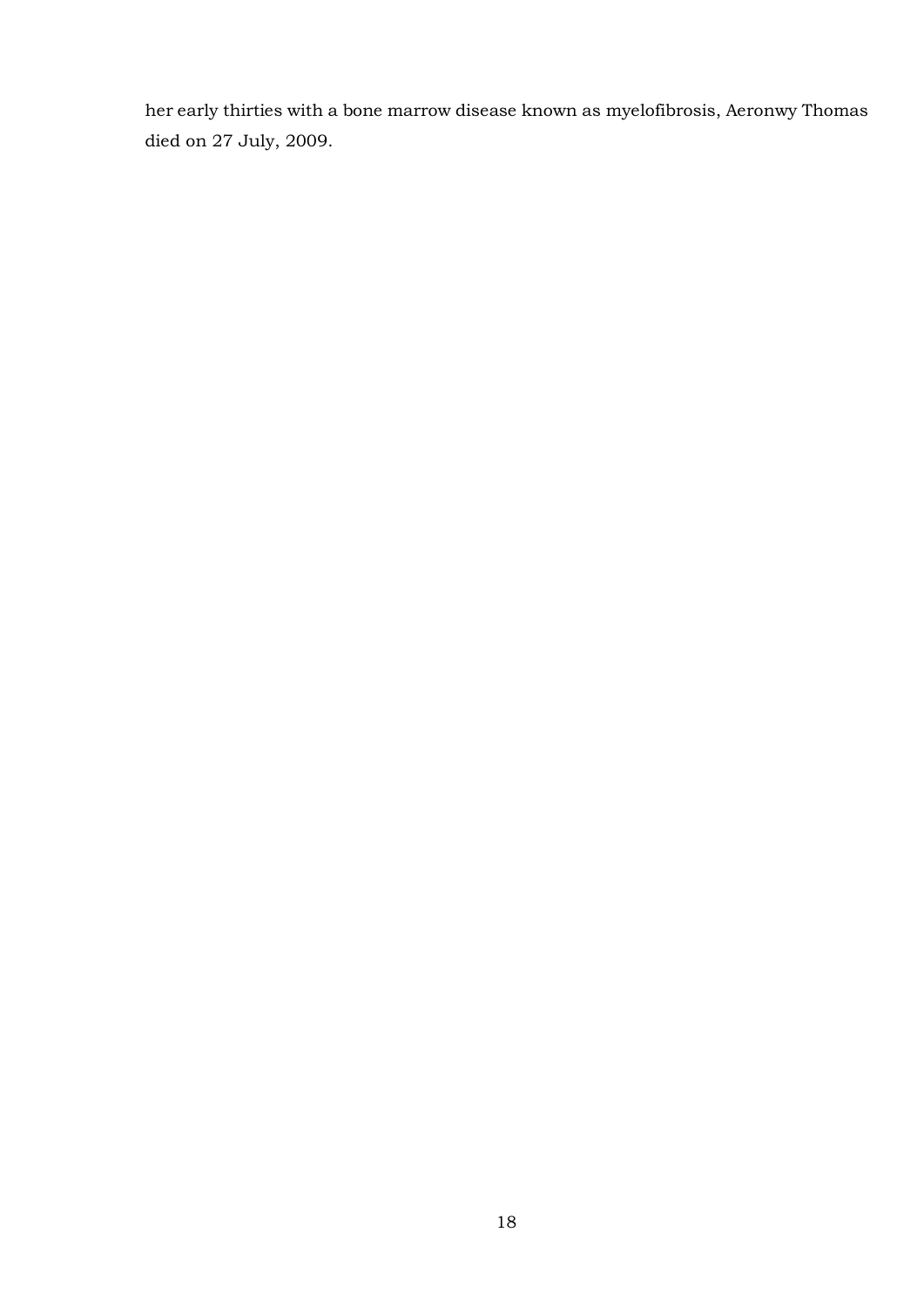her early thirties with a bone marrow disease known as myelofibrosis, Aeronwy Thomas died on 27 July, 2009.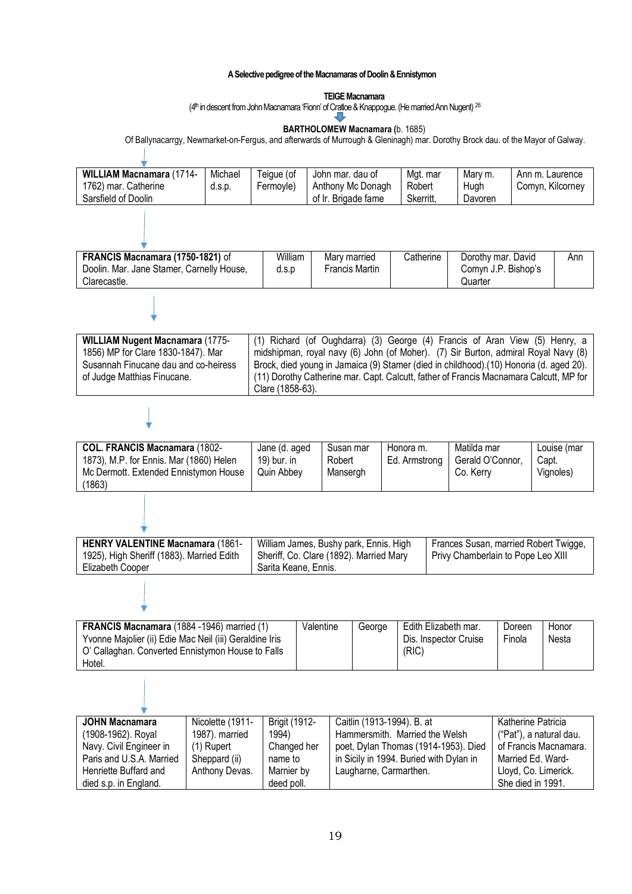**A Selective pedigree of the Macnamaras of Doolin & Ennistymon**

**TEIGE Macnamara**

(4th in descent from John Macnamara 'Fionn' of Cratloe & Knappogue. (He married Ann Nugent) [26]

↓

**BARTHOLOMEW Macnamara** (b. 1685)

Of Ballynacarrgy, Newmarket-on-Fergus, and afterwards of Murrough & Gleninagh) mar. Dorothy Brock dau. of the Mayor of Galway.

↓

| **WILLIAM Macnamara** (1714-1762) mar. Catherine Sarsfield of Doolin | Michael d.s.p. | Teigue (of Fermoyle) | John mar. dau of Anthony Mc Donagh of Ir. Brigade fame | Mgt. mar Robert Skerritt, | Mary m. Hugh Davoren | Ann m. Laurence Comyn, Kilcorney |
|---|---|---|---|---|---|---|

↓

| **FRANCIS Macnamara (1750-1821)** of Doolin. Mar. Jane Stamer, Carnelly House, Clarecastle. | William d.s.p | Mary married Francis Martin | Catherine | Dorothy mar. David Comyn J.P. Bishop's Quarter | Ann |
|---|---|---|---|---|---|

↓

| **WILLIAM Nugent Macnamara** (1775-1856) MP for Clare 1830-1847). Mar Susannah Finucane dau and co-heiress of Judge Matthias Finucane. | (1) Richard (of Oughdarra) (3) George (4) Francis of Aran View (5) Henry, a midshipman, royal navy (6) John (of Moher). (7) Sir Burton, admiral Royal Navy (8) Brock, died young in Jamaica (9) Stamer (died in childhood).(10) Honoria (d. aged 20). (11) Dorothy Catherine mar. Capt. Calcutt, father of Francis Macnamara Calcutt, MP for Clare (1858-63). |
|---|---|

↓

| **COL. FRANCIS Macnamara** (1802-1873), M.P. for Ennis. Mar (1860) Helen Mc Dermott. Extended Ennistymon House (1863) | Jane (d. aged 19) bur. in Quin Abbey | Susan mar Robert Mansergh | Honora m. Ed. Armstrong | Matilda mar Gerald O'Connor, Co. Kerry | Louise (mar Capt. Vignoles) |
|---|---|---|---|---|---|

↓

| **HENRY VALENTINE Macnamara** (1861-1925), High Sheriff (1883). Married Edith Elizabeth Cooper | William James, Bushy park, Ennis. High Sheriff, Co. Clare (1892). Married Mary Sarita Keane, Ennis. | Frances Susan, married Robert Twigge, Privy Chamberlain to Pope Leo XIII |
|---|---|---|

↓

| **FRANCIS Macnamara** (1884 -1946) married (1) Yvonne Majolier (ii) Edie Mac Neil (iii) Geraldine Iris O' Callaghan. Converted Ennistymon House to Falls Hotel. | Valentine | George | Edith Elizabeth mar. Dis. Inspector Cruise (RIC) | Doreen Finola | Honor Nesta |
|---|---|---|---|---|---|

↓

| **JOHN Macnamara** (1908-1962). Royal Navy. Civil Engineer in Paris and U.S.A. Married Henriette Buffard and died s.p. in England. | Nicolette (1911-1987). married (1) Rupert Sheppard (ii) Anthony Devas. | Brigit (1912-1994) Changed her name to Marnier by deed poll. | Caitlin (1913-1994). B. at Hammersmith. Married the Welsh poet, Dylan Thomas (1914-1953). Died in Sicily in 1994. Buried with Dylan in Laugharne, Carmarthen. | Katherine Patricia ("Pat"), a natural dau. of Francis Macnamara. Married Ed. Ward-Lloyd, Co. Limerick. She died in 1991. |
|---|---|---|---|---|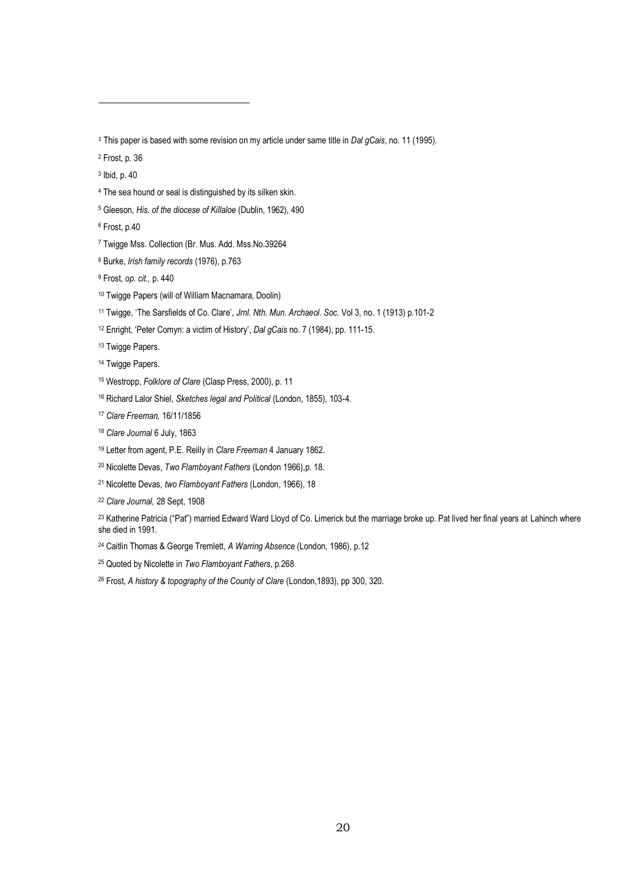[1] This paper is based with some revision on my article under same title in *Dal gCais*, no. 11 (1995).

[2] Frost, p. 36

[3] Ibid, p. 40

[4] The sea hound or seal is distinguished by its silken skin.

[5] Gleeson, *His. of the diocese of Killaloe* (Dublin, 1962), 490

[6] Frost, p.40

[7] Twigge Mss. Collection (Br. Mus. Add. Mss.No.39264

[8] Burke, *Irish family records* (1976), p.763

[9] Frost, *op. cit.*, p. 440

[10] Twigge Papers (will of William Macnamara, Doolin)

[11] Twigge, 'The Sarsfields of Co. Clare', *Jrnl. Nth. Mun. Archaeol. Soc.* Vol 3, no. 1 (1913) p.101-2

[12] Enright, 'Peter Comyn: a victim of History', *Dal gCais* no. 7 (1984), pp. 111-15.

[13] Twigge Papers.

[14] Twigge Papers.

[15] Westropp, *Folklore of Clare* (Clasp Press, 2000), p. 11

[16] Richard Lalor Shiel, *Sketches legal and Political* (London, 1855), 103-4.

[17] *Clare Freeman,* 16/11/1856

[18] *Clare Journal* 6 July, 1863

[19] Letter from agent, P.E. Reilly in *Clare Freeman* 4 January 1862.

[20] Nicolette Devas, *Two Flamboyant Fathers* (London 1966),p. 18.

[21] Nicolette Devas, *two Flamboyant Fathers* (London, 1966), 18

[22] *Clare Journal,* 28 Sept, 1908

[23] Katherine Patricia ("Pat") married Edward Ward Lloyd of Co. Limerick but the marriage broke up. Pat lived her final years at Lahinch where she died in 1991.

[24] Caitlin Thomas & George Tremlett, *A Warring Absence* (London, 1986), p.12

[25] Quoted by Nicolette in *Two Flamboyant Fathers*, p.268

[26] Frost, *A history & topography of the County of Clare* (London,1893), pp 300, 320.